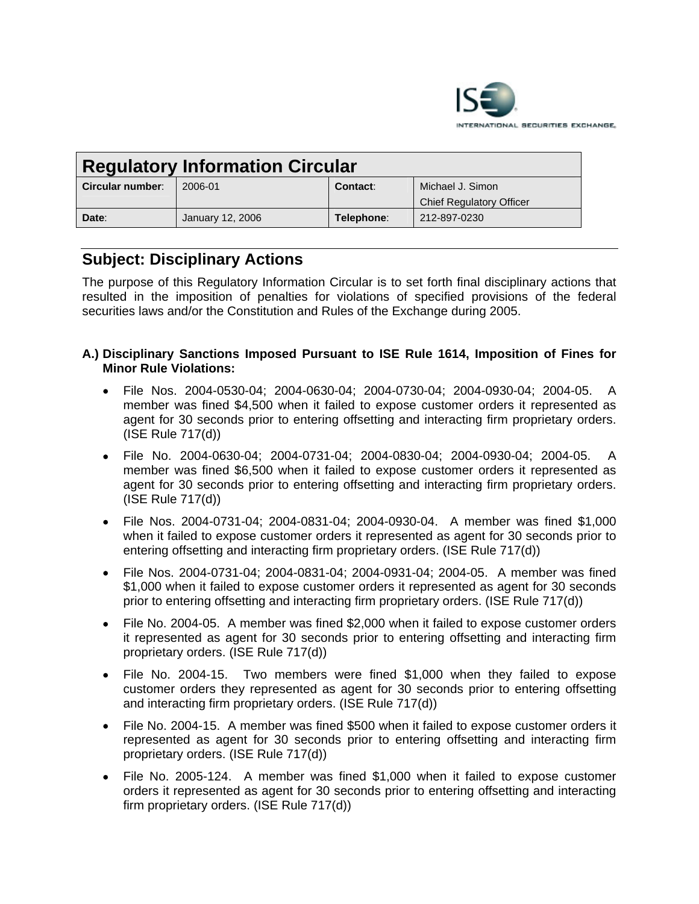ISE INTERNATIONAL SECURITIES EXCHANGE

| Regulatory Information Circular | | | |
|---|---|---|---|
| **Circular number**: | 2006-01 | **Contact**: | Michael J. Simon<br>Chief Regulatory Officer |
| **Date**: | January 12, 2006 | **Telephone**: | 212-897-0230 |

## Subject: Disciplinary Actions

The purpose of this Regulatory Information Circular is to set forth final disciplinary actions that resulted in the imposition of penalties for violations of specified provisions of the federal securities laws and/or the Constitution and Rules of the Exchange during 2005.

**A.) Disciplinary Sanctions Imposed Pursuant to ISE Rule 1614, Imposition of Fines for Minor Rule Violations:**

- File Nos. 2004-0530-04; 2004-0630-04; 2004-0730-04; 2004-0930-04; 2004-05. A member was fined $4,500 when it failed to expose customer orders it represented as agent for 30 seconds prior to entering offsetting and interacting firm proprietary orders. (ISE Rule 717(d))
- File No. 2004-0630-04; 2004-0731-04; 2004-0830-04; 2004-0930-04; 2004-05. A member was fined $6,500 when it failed to expose customer orders it represented as agent for 30 seconds prior to entering offsetting and interacting firm proprietary orders. (ISE Rule 717(d))
- File Nos. 2004-0731-04; 2004-0831-04; 2004-0930-04. A member was fined $1,000 when it failed to expose customer orders it represented as agent for 30 seconds prior to entering offsetting and interacting firm proprietary orders. (ISE Rule 717(d))
- File Nos. 2004-0731-04; 2004-0831-04; 2004-0931-04; 2004-05. A member was fined $1,000 when it failed to expose customer orders it represented as agent for 30 seconds prior to entering offsetting and interacting firm proprietary orders. (ISE Rule 717(d))
- File No. 2004-05. A member was fined $2,000 when it failed to expose customer orders it represented as agent for 30 seconds prior to entering offsetting and interacting firm proprietary orders. (ISE Rule 717(d))
- File No. 2004-15. Two members were fined $1,000 when they failed to expose customer orders they represented as agent for 30 seconds prior to entering offsetting and interacting firm proprietary orders. (ISE Rule 717(d))
- File No. 2004-15. A member was fined $500 when it failed to expose customer orders it represented as agent for 30 seconds prior to entering offsetting and interacting firm proprietary orders. (ISE Rule 717(d))
- File No. 2005-124. A member was fined $1,000 when it failed to expose customer orders it represented as agent for 30 seconds prior to entering offsetting and interacting firm proprietary orders. (ISE Rule 717(d))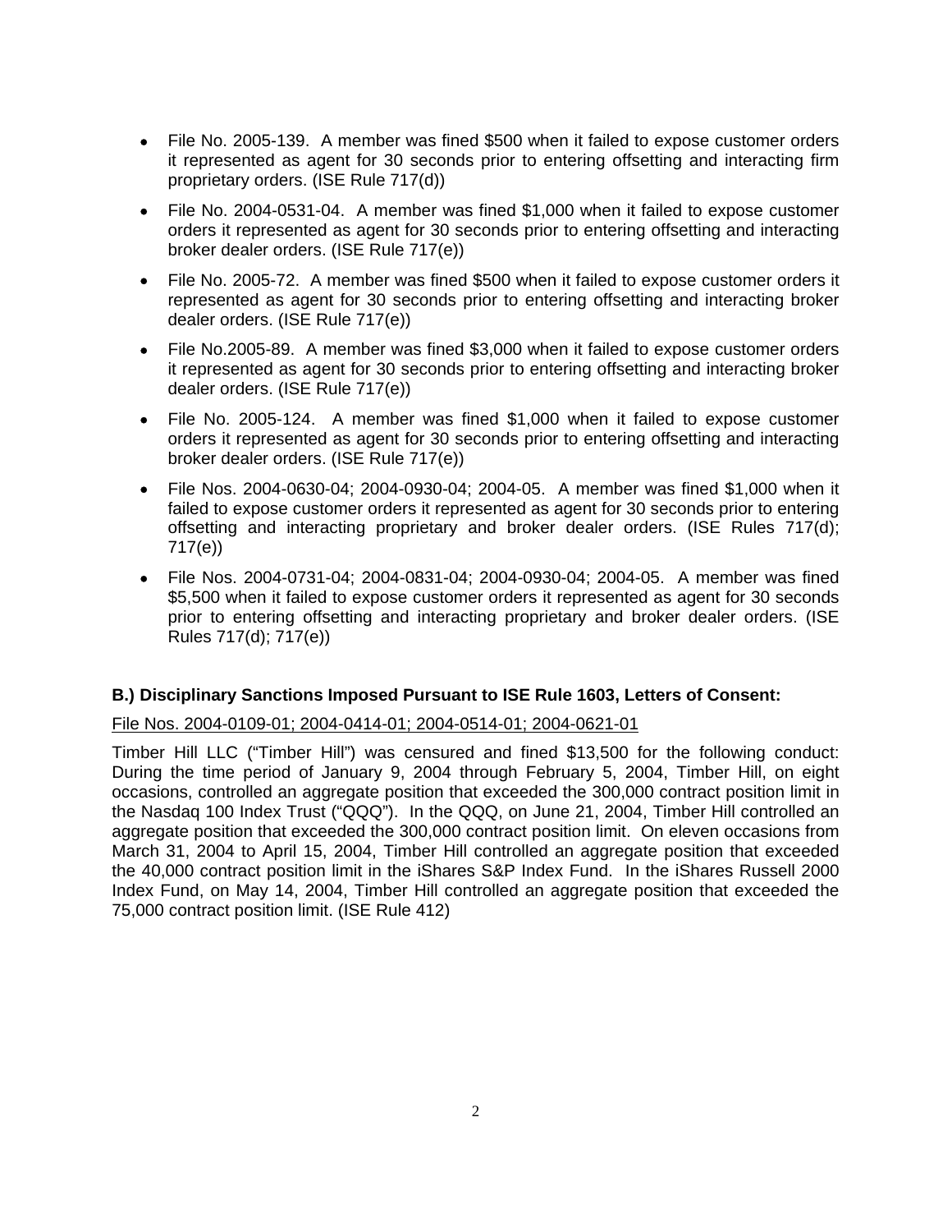- File No. 2005-139. A member was fined $500 when it failed to expose customer orders it represented as agent for 30 seconds prior to entering offsetting and interacting firm proprietary orders. (ISE Rule 717(d))
- File No. 2004-0531-04. A member was fined $1,000 when it failed to expose customer orders it represented as agent for 30 seconds prior to entering offsetting and interacting broker dealer orders. (ISE Rule 717(e))
- File No. 2005-72. A member was fined $500 when it failed to expose customer orders it represented as agent for 30 seconds prior to entering offsetting and interacting broker dealer orders. (ISE Rule 717(e))
- File No.2005-89. A member was fined $3,000 when it failed to expose customer orders it represented as agent for 30 seconds prior to entering offsetting and interacting broker dealer orders. (ISE Rule 717(e))
- File No. 2005-124. A member was fined $1,000 when it failed to expose customer orders it represented as agent for 30 seconds prior to entering offsetting and interacting broker dealer orders. (ISE Rule 717(e))
- File Nos. 2004-0630-04; 2004-0930-04; 2004-05. A member was fined $1,000 when it failed to expose customer orders it represented as agent for 30 seconds prior to entering offsetting and interacting proprietary and broker dealer orders. (ISE Rules 717(d); 717(e))
- File Nos. 2004-0731-04; 2004-0831-04; 2004-0930-04; 2004-05. A member was fined $5,500 when it failed to expose customer orders it represented as agent for 30 seconds prior to entering offsetting and interacting proprietary and broker dealer orders. (ISE Rules 717(d); 717(e))

**B.) Disciplinary Sanctions Imposed Pursuant to ISE Rule 1603, Letters of Consent:**

File Nos. 2004-0109-01; 2004-0414-01; 2004-0514-01; 2004-0621-01

Timber Hill LLC ("Timber Hill") was censured and fined $13,500 for the following conduct: During the time period of January 9, 2004 through February 5, 2004, Timber Hill, on eight occasions, controlled an aggregate position that exceeded the 300,000 contract position limit in the Nasdaq 100 Index Trust ("QQQ"). In the QQQ, on June 21, 2004, Timber Hill controlled an aggregate position that exceeded the 300,000 contract position limit. On eleven occasions from March 31, 2004 to April 15, 2004, Timber Hill controlled an aggregate position that exceeded the 40,000 contract position limit in the iShares S&P Index Fund. In the iShares Russell 2000 Index Fund, on May 14, 2004, Timber Hill controlled an aggregate position that exceeded the 75,000 contract position limit. (ISE Rule 412)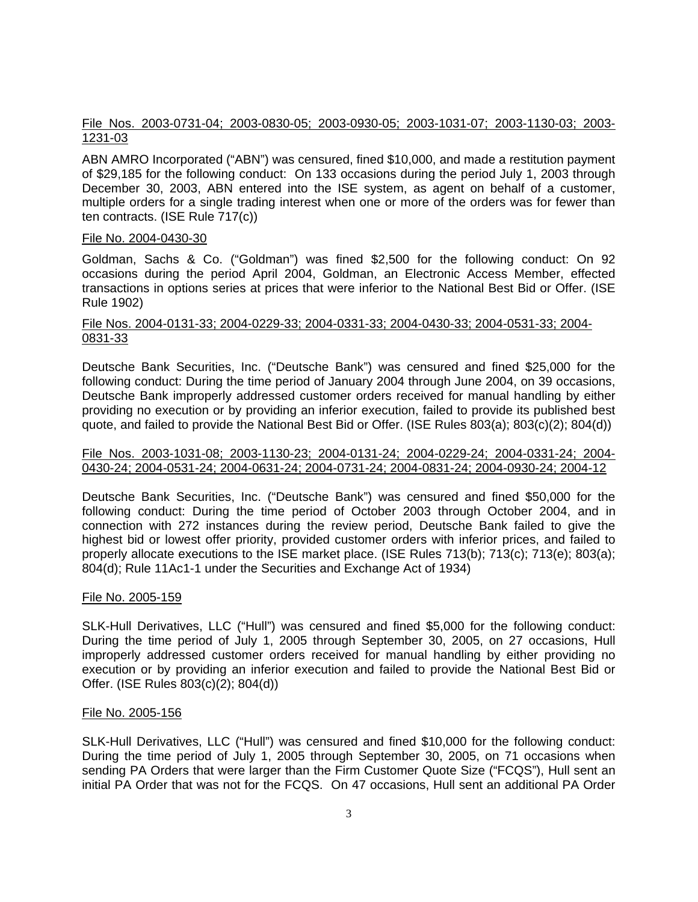<u>File Nos. 2003-0731-04; 2003-0830-05; 2003-0930-05; 2003-1031-07; 2003-1130-03; 2003-1231-03</u>

ABN AMRO Incorporated ("ABN") was censured, fined $10,000, and made a restitution payment of $29,185 for the following conduct: On 133 occasions during the period July 1, 2003 through December 30, 2003, ABN entered into the ISE system, as agent on behalf of a customer, multiple orders for a single trading interest when one or more of the orders was for fewer than ten contracts. (ISE Rule 717(c))

<u>File No. 2004-0430-30</u>

Goldman, Sachs & Co. ("Goldman") was fined $2,500 for the following conduct: On 92 occasions during the period April 2004, Goldman, an Electronic Access Member, effected transactions in options series at prices that were inferior to the National Best Bid or Offer. (ISE Rule 1902)

<u>File Nos. 2004-0131-33; 2004-0229-33; 2004-0331-33; 2004-0430-33; 2004-0531-33; 2004-0831-33</u>

Deutsche Bank Securities, Inc. ("Deutsche Bank") was censured and fined $25,000 for the following conduct: During the time period of January 2004 through June 2004, on 39 occasions, Deutsche Bank improperly addressed customer orders received for manual handling by either providing no execution or by providing an inferior execution, failed to provide its published best quote, and failed to provide the National Best Bid or Offer. (ISE Rules 803(a); 803(c)(2); 804(d))

<u>File Nos. 2003-1031-08; 2003-1130-23; 2004-0131-24; 2004-0229-24; 2004-0331-24; 2004-0430-24; 2004-0531-24; 2004-0631-24; 2004-0731-24; 2004-0831-24; 2004-0930-24; 2004-12</u>

Deutsche Bank Securities, Inc. ("Deutsche Bank") was censured and fined $50,000 for the following conduct: During the time period of October 2003 through October 2004, and in connection with 272 instances during the review period, Deutsche Bank failed to give the highest bid or lowest offer priority, provided customer orders with inferior prices, and failed to properly allocate executions to the ISE market place. (ISE Rules 713(b); 713(c); 713(e); 803(a); 804(d); Rule 11Ac1-1 under the Securities and Exchange Act of 1934)

<u>File No. 2005-159</u>

SLK-Hull Derivatives, LLC ("Hull") was censured and fined $5,000 for the following conduct: During the time period of July 1, 2005 through September 30, 2005, on 27 occasions, Hull improperly addressed customer orders received for manual handling by either providing no execution or by providing an inferior execution and failed to provide the National Best Bid or Offer. (ISE Rules 803(c)(2); 804(d))

<u>File No. 2005-156</u>

SLK-Hull Derivatives, LLC ("Hull") was censured and fined $10,000 for the following conduct: During the time period of July 1, 2005 through September 30, 2005, on 71 occasions when sending PA Orders that were larger than the Firm Customer Quote Size ("FCQS"), Hull sent an initial PA Order that was not for the FCQS. On 47 occasions, Hull sent an additional PA Order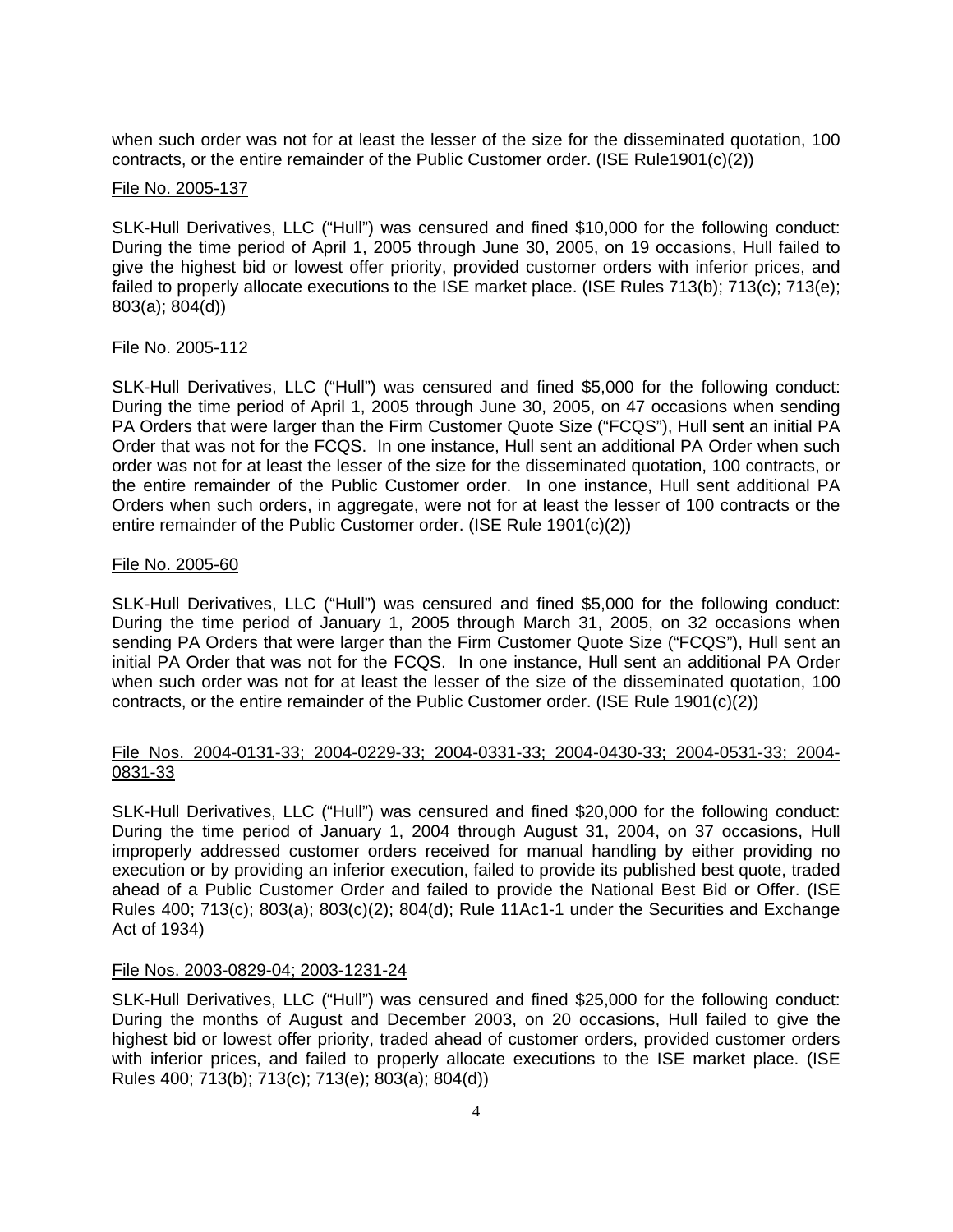when such order was not for at least the lesser of the size for the disseminated quotation, 100 contracts, or the entire remainder of the Public Customer order. (ISE Rule1901(c)(2))

File No. 2005-137

SLK-Hull Derivatives, LLC ("Hull") was censured and fined $10,000 for the following conduct: During the time period of April 1, 2005 through June 30, 2005, on 19 occasions, Hull failed to give the highest bid or lowest offer priority, provided customer orders with inferior prices, and failed to properly allocate executions to the ISE market place. (ISE Rules 713(b); 713(c); 713(e); 803(a); 804(d))

File No. 2005-112

SLK-Hull Derivatives, LLC ("Hull") was censured and fined $5,000 for the following conduct: During the time period of April 1, 2005 through June 30, 2005, on 47 occasions when sending PA Orders that were larger than the Firm Customer Quote Size ("FCQS"), Hull sent an initial PA Order that was not for the FCQS. In one instance, Hull sent an additional PA Order when such order was not for at least the lesser of the size for the disseminated quotation, 100 contracts, or the entire remainder of the Public Customer order. In one instance, Hull sent additional PA Orders when such orders, in aggregate, were not for at least the lesser of 100 contracts or the entire remainder of the Public Customer order. (ISE Rule 1901(c)(2))

File No. 2005-60

SLK-Hull Derivatives, LLC ("Hull") was censured and fined $5,000 for the following conduct: During the time period of January 1, 2005 through March 31, 2005, on 32 occasions when sending PA Orders that were larger than the Firm Customer Quote Size ("FCQS"), Hull sent an initial PA Order that was not for the FCQS. In one instance, Hull sent an additional PA Order when such order was not for at least the lesser of the size of the disseminated quotation, 100 contracts, or the entire remainder of the Public Customer order. (ISE Rule 1901(c)(2))

File Nos. 2004-0131-33; 2004-0229-33; 2004-0331-33; 2004-0430-33; 2004-0531-33; 2004-0831-33

SLK-Hull Derivatives, LLC ("Hull") was censured and fined $20,000 for the following conduct: During the time period of January 1, 2004 through August 31, 2004, on 37 occasions, Hull improperly addressed customer orders received for manual handling by either providing no execution or by providing an inferior execution, failed to provide its published best quote, traded ahead of a Public Customer Order and failed to provide the National Best Bid or Offer. (ISE Rules 400; 713(c); 803(a); 803(c)(2); 804(d); Rule 11Ac1-1 under the Securities and Exchange Act of 1934)

File Nos. 2003-0829-04; 2003-1231-24

SLK-Hull Derivatives, LLC ("Hull") was censured and fined $25,000 for the following conduct: During the months of August and December 2003, on 20 occasions, Hull failed to give the highest bid or lowest offer priority, traded ahead of customer orders, provided customer orders with inferior prices, and failed to properly allocate executions to the ISE market place. (ISE Rules 400; 713(b); 713(c); 713(e); 803(a); 804(d))